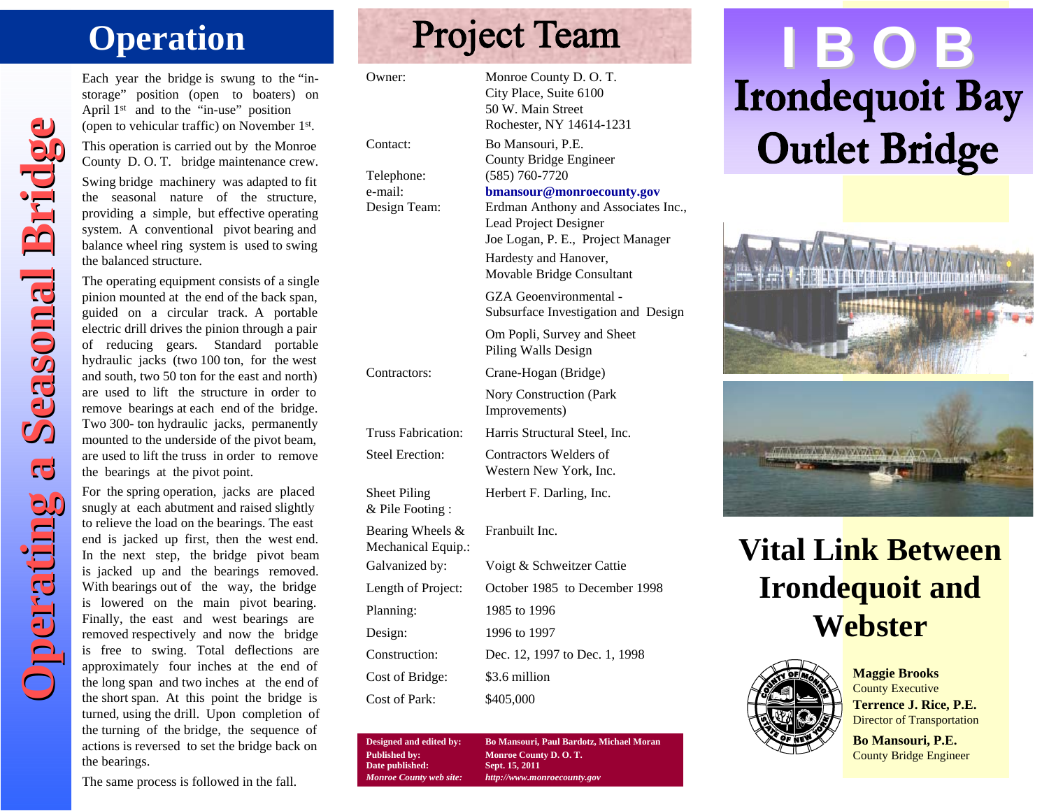# Operation

## Operating a Seasonal Bridge

Each year the bridge is swung to the "in-storage" position (open to boaters) on April 1st and to the "in-use" position (open to vehicular traffic) on November 1st.

This operation is carried out by the Monroe County D. O. T. bridge maintenance crew.

Swing bridge machinery was adapted to fit the seasonal nature of the structure, providing a simple, but effective operating system. A conventional pivot bearing and balance wheel ring system is used to swing the balanced structure.

The operating equipment consists of a single pinion mounted at the end of the back span, guided on a circular track. A portable electric drill drives the pinion through a pair of reducing gears. Standard portable hydraulic jacks (two 100 ton, for the west and south, two 50 ton for the east and north) are used to lift the structure in order to remove bearings at each end of the bridge. Two 300- ton hydraulic jacks, permanently mounted to the underside of the pivot beam, are used to lift the truss in order to remove the bearings at the pivot point.

For the spring operation, jacks are placed snugly at each abutment and raised slightly to relieve the load on the bearings. The east end is jacked up first, then the west end. In the next step, the bridge pivot beam is jacked up and the bearings removed. With bearings out of the way, the bridge is lowered on the main pivot bearing. Finally, the east and west bearings are removed respectively and now the bridge is free to swing. Total deflections are approximately four inches at the end of the long span and two inches at the end of the short span. At this point the bridge is turned, using the drill. Upon completion of the turning of the bridge, the sequence of actions is reversed to set the bridge back on the bearings.

The same process is followed in the fall.

# Project Team

| | |
|---|---|
| Owner: | Monroe County D. O. T.<br>City Place, Suite 6100<br>50 W. Main Street<br>Rochester, NY 14614-1231 |
| Contact: | Bo Mansouri, P.E.<br>County Bridge Engineer |
| Telephone: | (585) 760-7720 |
| e-mail: | **bmansour@monroecounty.gov** |
| Design Team: | Erdman Anthony and Associates Inc., Lead Project Designer<br>Joe Logan, P. E., Project Manager<br>Hardesty and Hanover, Movable Bridge Consultant<br>GZA Geoenvironmental - Subsurface Investigation and Design<br>Om Popli, Survey and Sheet Piling Walls Design |
| Contractors: | Crane-Hogan (Bridge)<br>Nory Construction (Park Improvements) |
| Truss Fabrication: | Harris Structural Steel, Inc. |
| Steel Erection: | Contractors Welders of Western New York, Inc. |
| Sheet Piling & Pile Footing : | Herbert F. Darling, Inc. |
| Bearing Wheels & Mechanical Equip.: | Franbuilt Inc. |
| Galvanized by: | Voigt & Schweitzer Cattie |
| Length of Project: | October 1985 to December 1998 |
| Planning: | 1985 to 1996 |
| Design: | 1996 to 1997 |
| Construction: | Dec. 12, 1997 to Dec. 1, 1998 |
| Cost of Bridge: | $3.6 million |
| Cost of Park: | $405,000 |

| | |
|---|---|
| **Designed and edited by:** | **Bo Mansouri, Paul Bardotz, Michael Moran** |
| **Published by:** | **Monroe County D. O. T.** |
| **Date published:** | **Sept. 15, 2011** |
| ***Monroe County web site:*** | ***http://www.monroecounty.gov*** |

# I B O B

# Irondequoit Bay Outlet Bridge

## Vital Link Between Irondequoit and Webster

**Maggie Brooks**
County Executive

**Terrence J. Rice, P.E.**
Director of Transportation

**Bo Mansouri, P.E.**
County Bridge Engineer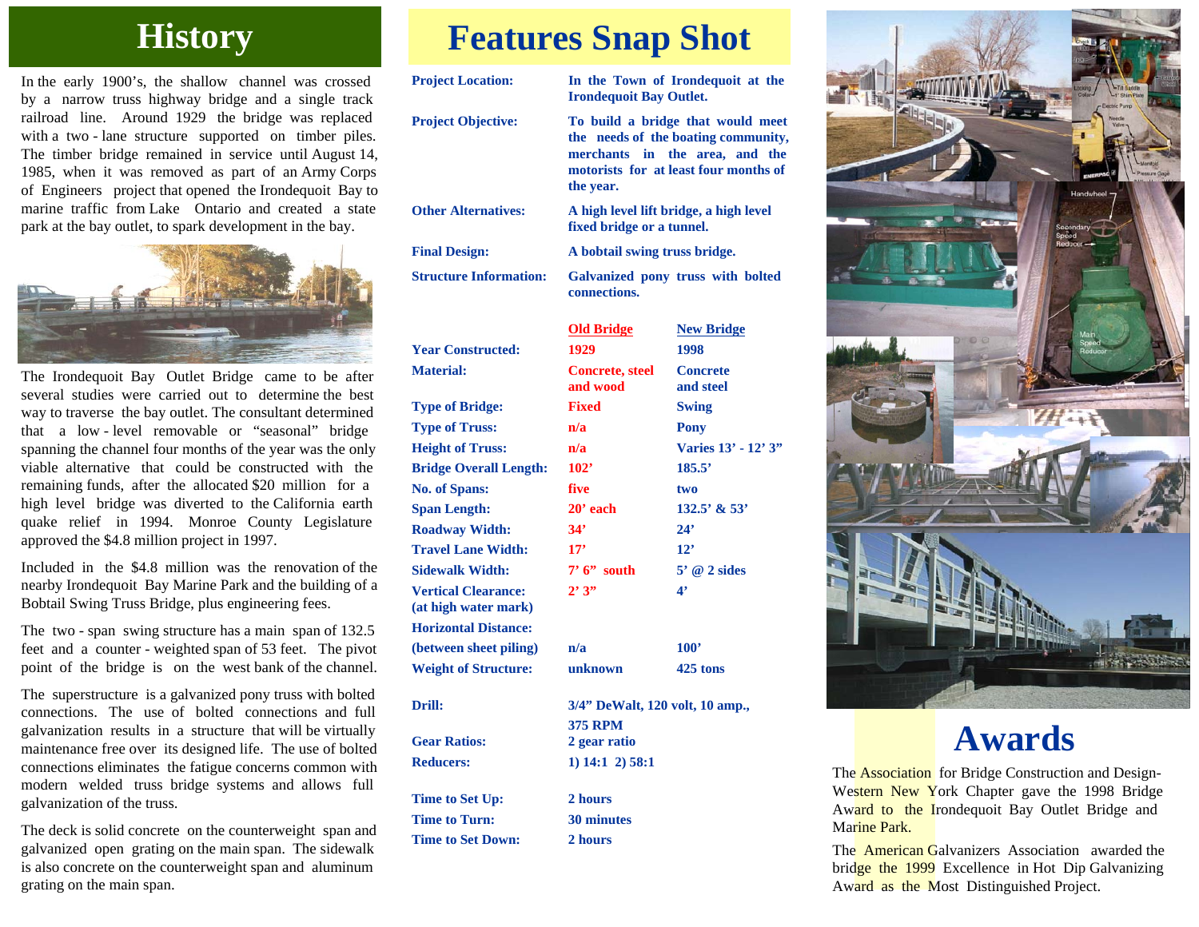# History

In the early 1900's, the shallow channel was crossed by a narrow truss highway bridge and a single track railroad line. Around 1929 the bridge was replaced with a two - lane structure supported on timber piles. The timber bridge remained in service until August 14, 1985, when it was removed as part of an Army Corps of Engineers project that opened the Irondequoit Bay to marine traffic from Lake Ontario and created a state park at the bay outlet, to spark development in the bay.

The Irondequoit Bay Outlet Bridge came to be after several studies were carried out to determine the best way to traverse the bay outlet. The consultant determined that a low - level removable or "seasonal" bridge spanning the channel four months of the year was the only viable alternative that could be constructed with the remaining funds, after the allocated $20 million for a high level bridge was diverted to the California earth quake relief in 1994. Monroe County Legislature approved the $4.8 million project in 1997.

Included in the $4.8 million was the renovation of the nearby Irondequoit Bay Marine Park and the building of a Bobtail Swing Truss Bridge, plus engineering fees.

The two - span swing structure has a main span of 132.5 feet and a counter - weighted span of 53 feet. The pivot point of the bridge is on the west bank of the channel.

The superstructure is a galvanized pony truss with bolted connections. The use of bolted connections and full galvanization results in a structure that will be virtually maintenance free over its designed life. The use of bolted connections eliminates the fatigue concerns common with modern welded truss bridge systems and allows full galvanization of the truss.

The deck is solid concrete on the counterweight span and galvanized open grating on the main span. The sidewalk is also concrete on the counterweight span and aluminum grating on the main span.

# Features Snap Shot

**Project Location:** In the Town of Irondequoit at the Irondequoit Bay Outlet.

**Project Objective:** To build a bridge that would meet the needs of the boating community, merchants in the area, and the motorists for at least four months of the year.

**Other Alternatives:** A high level lift bridge, a high level fixed bridge or a tunnel.

**Final Design:** A bobtail swing truss bridge.

**Structure Information:** Galvanized pony truss with bolted connections.

| | Old Bridge | New Bridge |
|---|---|---|
| Year Constructed: | 1929 | 1998 |
| Material: | Concrete, steel and wood | Concrete and steel |
| Type of Bridge: | Fixed | Swing |
| Type of Truss: | n/a | Pony |
| Height of Truss: | n/a | Varies 13' - 12' 3" |
| Bridge Overall Length: | 102' | 185.5' |
| No. of Spans: | five | two |
| Span Length: | 20' each | 132.5' & 53' |
| Roadway Width: | 34' | 24' |
| Travel Lane Width: | 17' | 12' |
| Sidewalk Width: | 7' 6" south | 5' @ 2 sides |
| Vertical Clearance: (at high water mark) | 2' 3" | 4' |
| Horizontal Distance: (between sheet piling) | n/a | 100' |
| Weight of Structure: | unknown | 425 tons |

**Drill:** 3/4" DeWalt, 120 volt, 10 amp., 375 RPM

**Gear Ratios:** 2 gear ratio

**Reducers:** 1) 14:1 2) 58:1

**Time to Set Up:** 2 hours

**Time to Turn:** 30 minutes

**Time to Set Down:** 2 hours

# Awards

The Association for Bridge Construction and Design-Western New York Chapter gave the 1998 Bridge Award to the Irondequoit Bay Outlet Bridge and Marine Park.

The American Galvanizers Association awarded the bridge the 1999 Excellence in Hot Dip Galvanizing Award as the Most Distinguished Project.